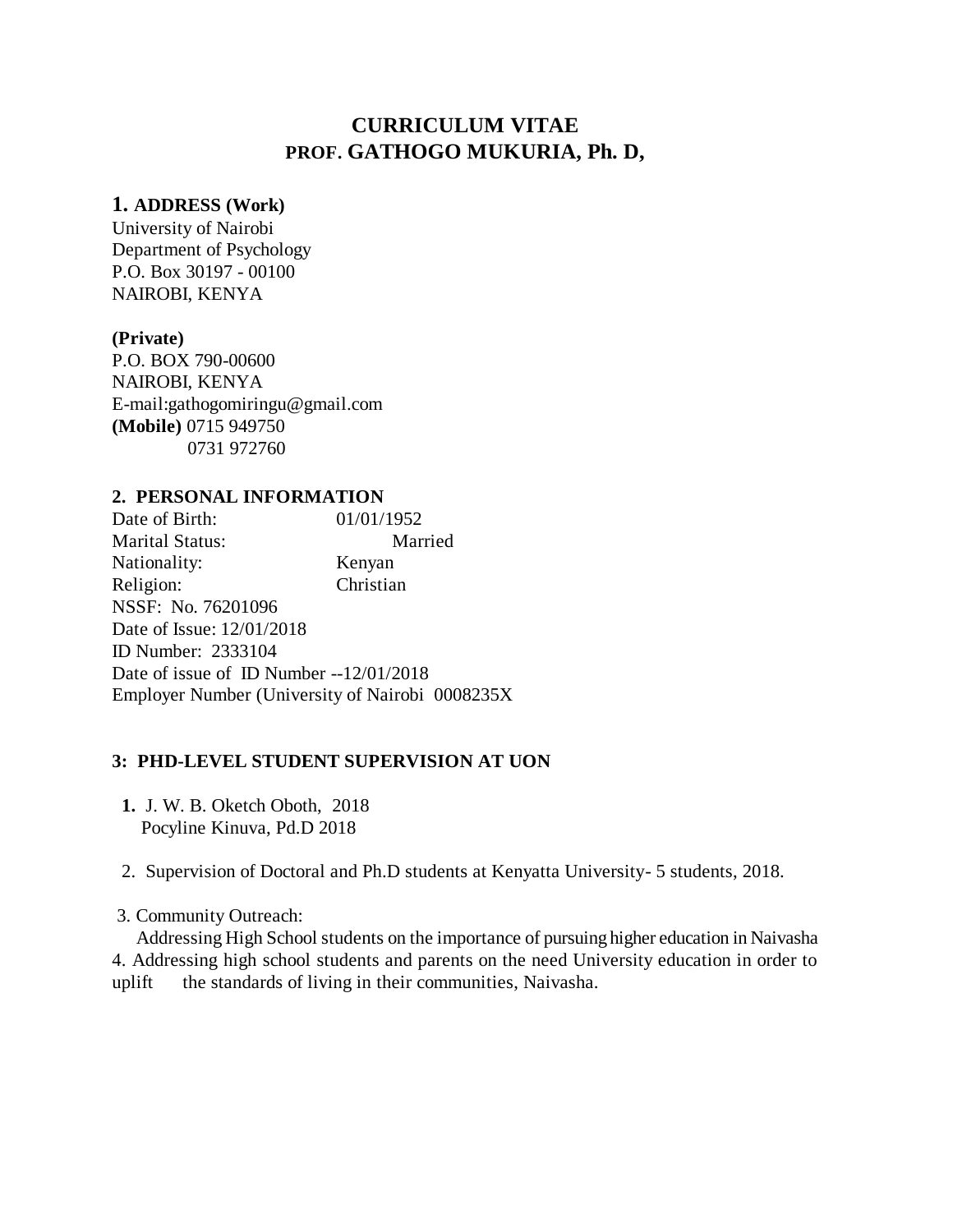# CURRICULUM VITAE
## PROF. GATHOGO MUKURIA, Ph. D,

### 1. ADDRESS (Work)

University of Nairobi
Department of Psychology
P.O. Box 30197 - 00100
NAIROBI, KENYA

**(Private)**
P.O. BOX 790-00600
NAIROBI, KENYA
E-mail:gathogomiringu@gmail.com
**(Mobile)** 0715 949750
0731 972760

### 2. PERSONAL INFORMATION

Date of Birth: 01/01/1952
Marital Status: Married
Nationality: Kenyan
Religion: Christian
NSSF: No. 76201096
Date of Issue: 12/01/2018
ID Number: 2333104
Date of issue of ID Number --12/01/2018
Employer Number (University of Nairobi 0008235X

### 3: PHD-LEVEL STUDENT SUPERVISION AT UON

1. J. W. B. Oketch Oboth, 2018
   Pocyline Kinuva, Pd.D 2018
2. Supervision of Doctoral and Ph.D students at Kenyatta University- 5 students, 2018.
3. Community Outreach:
   Addressing High School students on the importance of pursuing higher education in Naivasha
4. Addressing high school students and parents on the need University education in order to uplift the standards of living in their communities, Naivasha.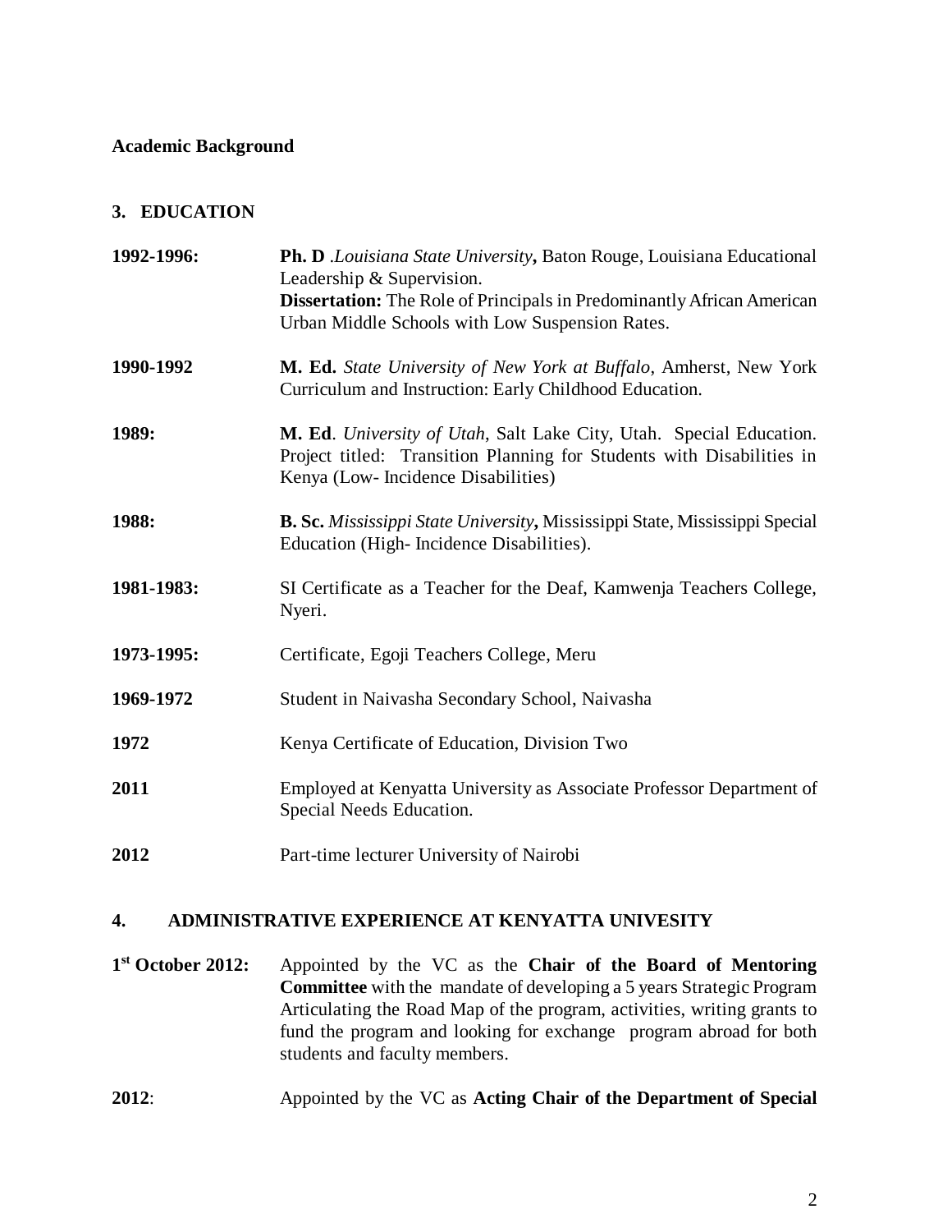**Academic Background**

## 3. EDUCATION

**1992-1996:** **Ph. D** .*Louisiana State University***,** Baton Rouge, Louisiana Educational Leadership & Supervision.
**Dissertation:** The Role of Principals in Predominantly African American Urban Middle Schools with Low Suspension Rates.

**1990-1992** **M. Ed.** *State University of New York at Buffalo*, Amherst, New York Curriculum and Instruction: Early Childhood Education.

**1989:** **M. Ed**. *University of Utah*, Salt Lake City, Utah. Special Education. Project titled: Transition Planning for Students with Disabilities in Kenya (Low- Incidence Disabilities)

**1988:** **B. Sc.** *Mississippi State University***,** Mississippi State, Mississippi Special Education (High- Incidence Disabilities).

**1981-1983:** SI Certificate as a Teacher for the Deaf, Kamwenja Teachers College, Nyeri.

**1973-1995:** Certificate, Egoji Teachers College, Meru

**1969-1972** Student in Naivasha Secondary School, Naivasha

**1972** Kenya Certificate of Education, Division Two

**2011** Employed at Kenyatta University as Associate Professor Department of Special Needs Education.

**2012** Part-time lecturer University of Nairobi

## 4. ADMINISTRATIVE EXPERIENCE AT KENYATTA UNIVESITY

**1st October 2012:** Appointed by the VC as the **Chair of the Board of Mentoring Committee** with the mandate of developing a 5 years Strategic Program Articulating the Road Map of the program, activities, writing grants to fund the program and looking for exchange program abroad for both students and faculty members.

**2012**: Appointed by the VC as **Acting Chair of the Department of Special**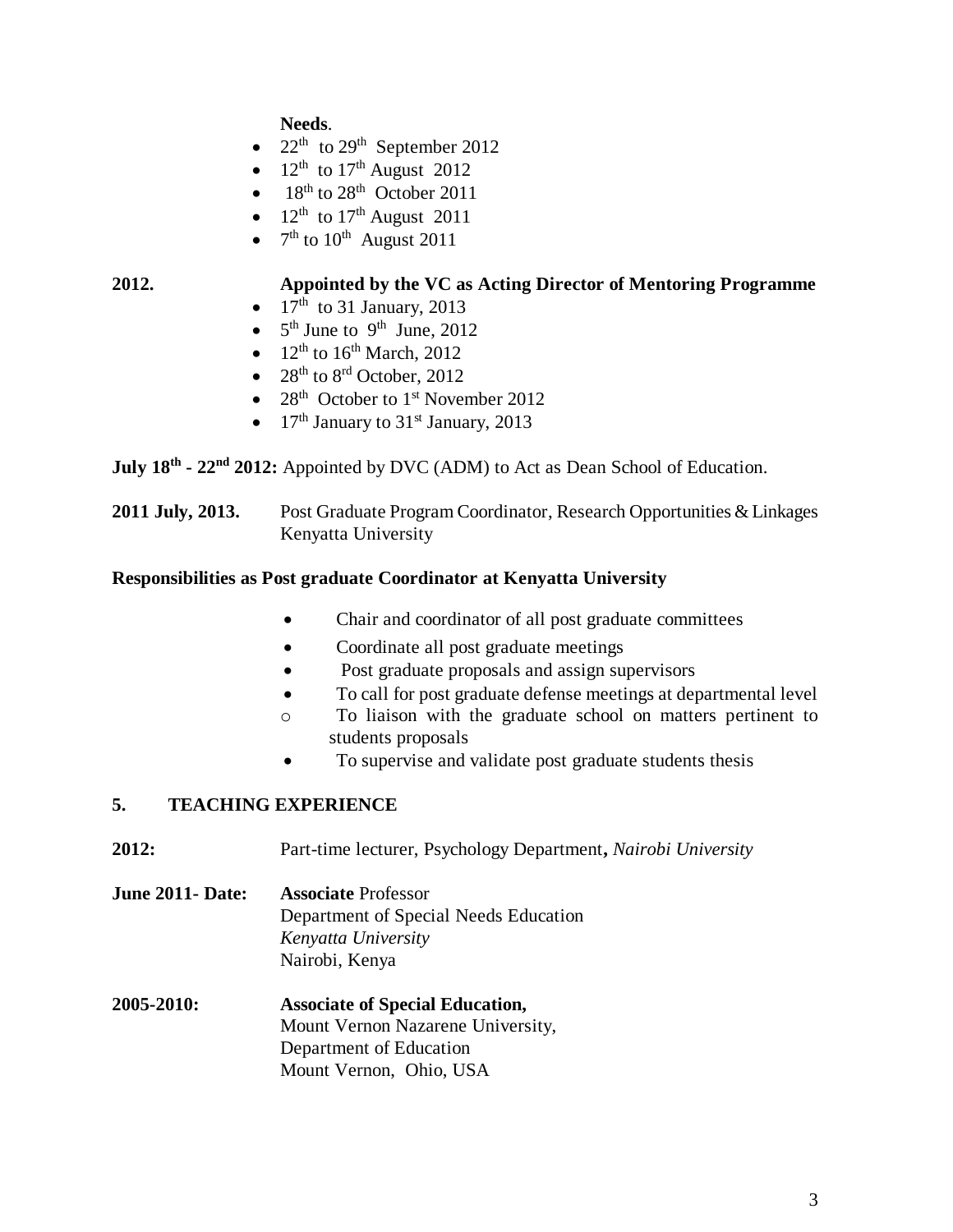**Needs**.

- 22nd to 29th September 2012
- 12th to 17th August 2012
- 18th to 28th October 2011
- 12th to 17th August 2011
- 7th to 10th August 2011

**2012.** **Appointed by the VC as Acting Director of Mentoring Programme**

- 17th to 31 January, 2013
- 5th June to 9th June, 2012
- 12th to 16th March, 2012
- 28th to 8rd October, 2012
- 28th October to 1st November 2012
- 17th January to 31st January, 2013

**July 18th - 22nd 2012:** Appointed by DVC (ADM) to Act as Dean School of Education.

**2011 July, 2013.** Post Graduate Program Coordinator, Research Opportunities & Linkages Kenyatta University

**Responsibilities as Post graduate Coordinator at Kenyatta University**

- Chair and coordinator of all post graduate committees
- Coordinate all post graduate meetings
- Post graduate proposals and assign supervisors
- To call for post graduate defense meetings at departmental level
- To liaison with the graduate school on matters pertinent to students proposals
- To supervise and validate post graduate students thesis

## 5. TEACHING EXPERIENCE

**2012:** Part-time lecturer, Psychology Department**,** *Nairobi University*

**June 2011- Date:** **Associate** Professor
Department of Special Needs Education
*Kenyatta University*
Nairobi, Kenya

**2005-2010:** **Associate of Special Education,**
Mount Vernon Nazarene University,
Department of Education
Mount Vernon, Ohio, USA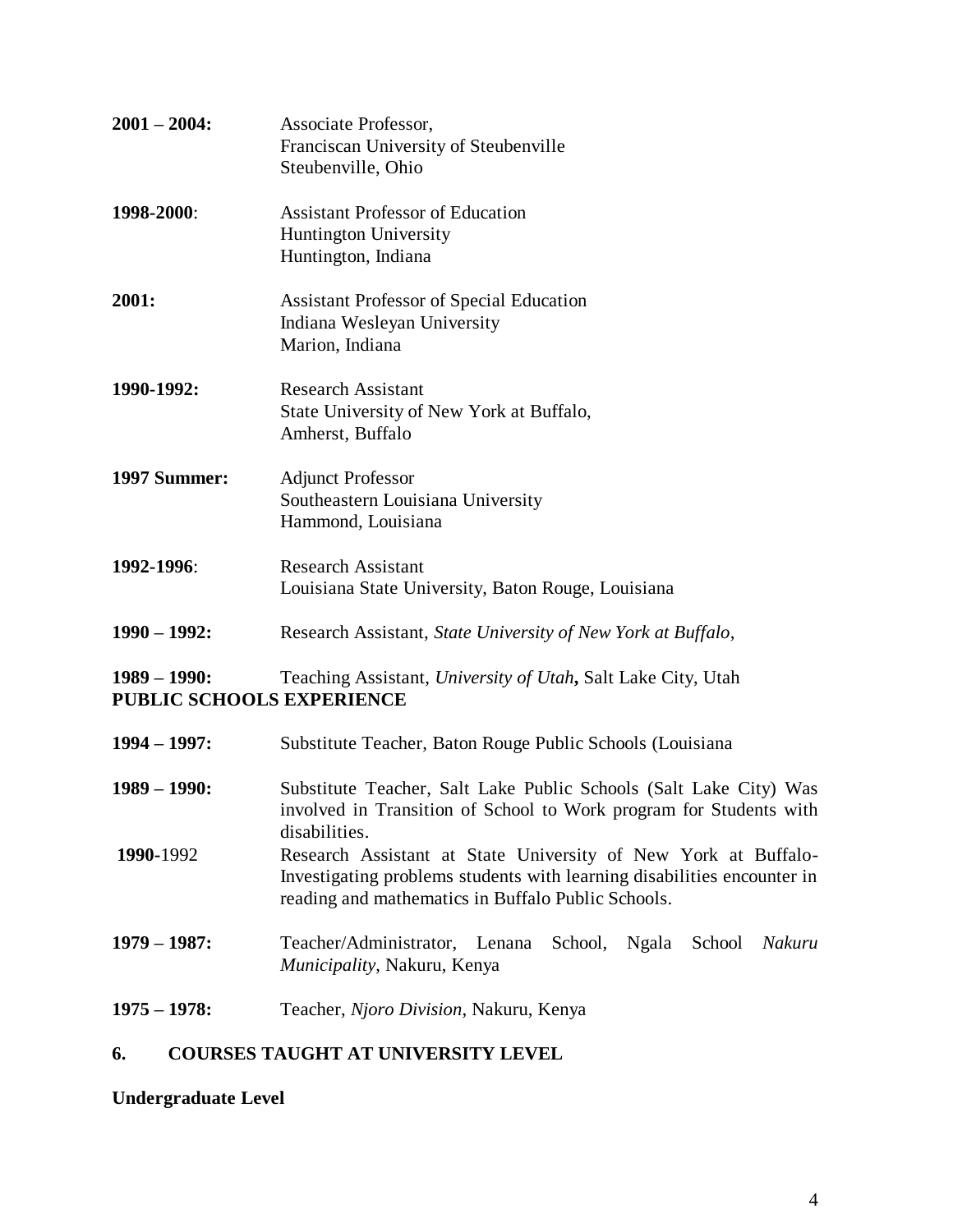**2001 – 2004:** Associate Professor,
Franciscan University of Steubenville
Steubenville, Ohio

**1998-2000**: Assistant Professor of Education
Huntington University
Huntington, Indiana

**2001:** Assistant Professor of Special Education
Indiana Wesleyan University
Marion, Indiana

**1990-1992:** Research Assistant
State University of New York at Buffalo,
Amherst, Buffalo

**1997 Summer:** Adjunct Professor
Southeastern Louisiana University
Hammond, Louisiana

**1992-1996**: Research Assistant
Louisiana State University, Baton Rouge, Louisiana

**1990 – 1992:** Research Assistant, *State University of New York at Buffalo*,

**1989 – 1990:** Teaching Assistant, *University of Utah***,** Salt Lake City, Utah

**PUBLIC SCHOOLS EXPERIENCE**

**1994 – 1997:** Substitute Teacher, Baton Rouge Public Schools (Louisiana

**1989 – 1990:** Substitute Teacher, Salt Lake Public Schools (Salt Lake City) Was involved in Transition of School to Work program for Students with disabilities.

**1990**-1992 Research Assistant at State University of New York at Buffalo- Investigating problems students with learning disabilities encounter in reading and mathematics in Buffalo Public Schools.

**1979 – 1987:** Teacher/Administrator, Lenana School, Ngala School *Nakuru Municipality*, Nakuru, Kenya

**1975 – 1978:** Teacher, *Njoro Division*, Nakuru, Kenya

## 6. COURSES TAUGHT AT UNIVERSITY LEVEL

**Undergraduate Level**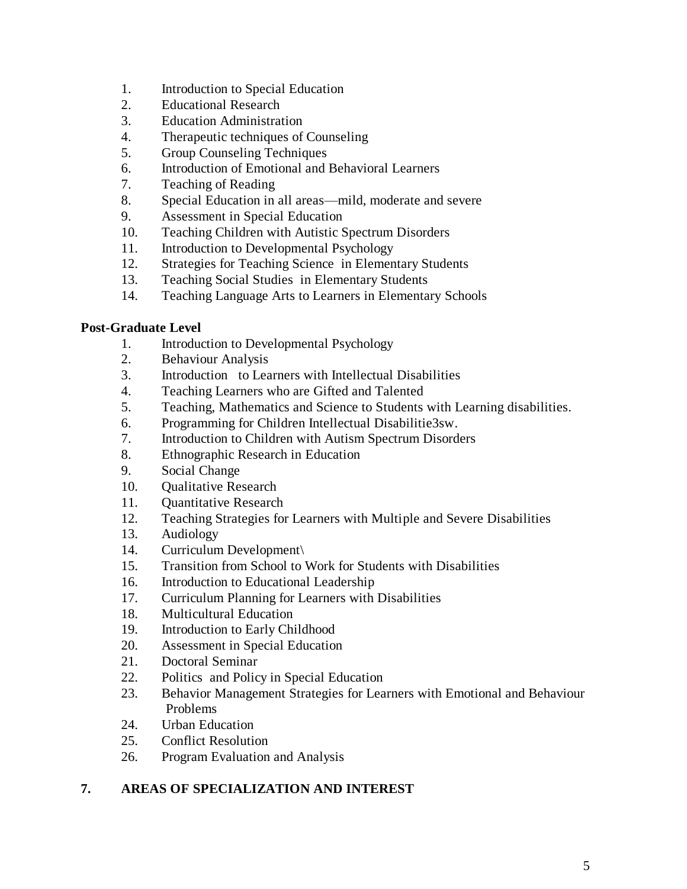1. Introduction to Special Education
2. Educational Research
3. Education Administration
4. Therapeutic techniques of Counseling
5. Group Counseling Techniques
6. Introduction of Emotional and Behavioral Learners
7. Teaching of Reading
8. Special Education in all areas—mild, moderate and severe
9. Assessment in Special Education
10. Teaching Children with Autistic Spectrum Disorders
11. Introduction to Developmental Psychology
12. Strategies for Teaching Science in Elementary Students
13. Teaching Social Studies in Elementary Students
14. Teaching Language Arts to Learners in Elementary Schools

**Post-Graduate Level**

1. Introduction to Developmental Psychology
2. Behaviour Analysis
3. Introduction to Learners with Intellectual Disabilities
4. Teaching Learners who are Gifted and Talented
5. Teaching, Mathematics and Science to Students with Learning disabilities.
6. Programming for Children Intellectual Disabilitie3sw.
7. Introduction to Children with Autism Spectrum Disorders
8. Ethnographic Research in Education
9. Social Change
10. Qualitative Research
11. Quantitative Research
12. Teaching Strategies for Learners with Multiple and Severe Disabilities
13. Audiology
14. Curriculum Development\
15. Transition from School to Work for Students with Disabilities
16. Introduction to Educational Leadership
17. Curriculum Planning for Learners with Disabilities
18. Multicultural Education
19. Introduction to Early Childhood
20. Assessment in Special Education
21. Doctoral Seminar
22. Politics and Policy in Special Education
23. Behavior Management Strategies for Learners with Emotional and Behaviour Problems
24. Urban Education
25. Conflict Resolution
26. Program Evaluation and Analysis

## 7. AREAS OF SPECIALIZATION AND INTEREST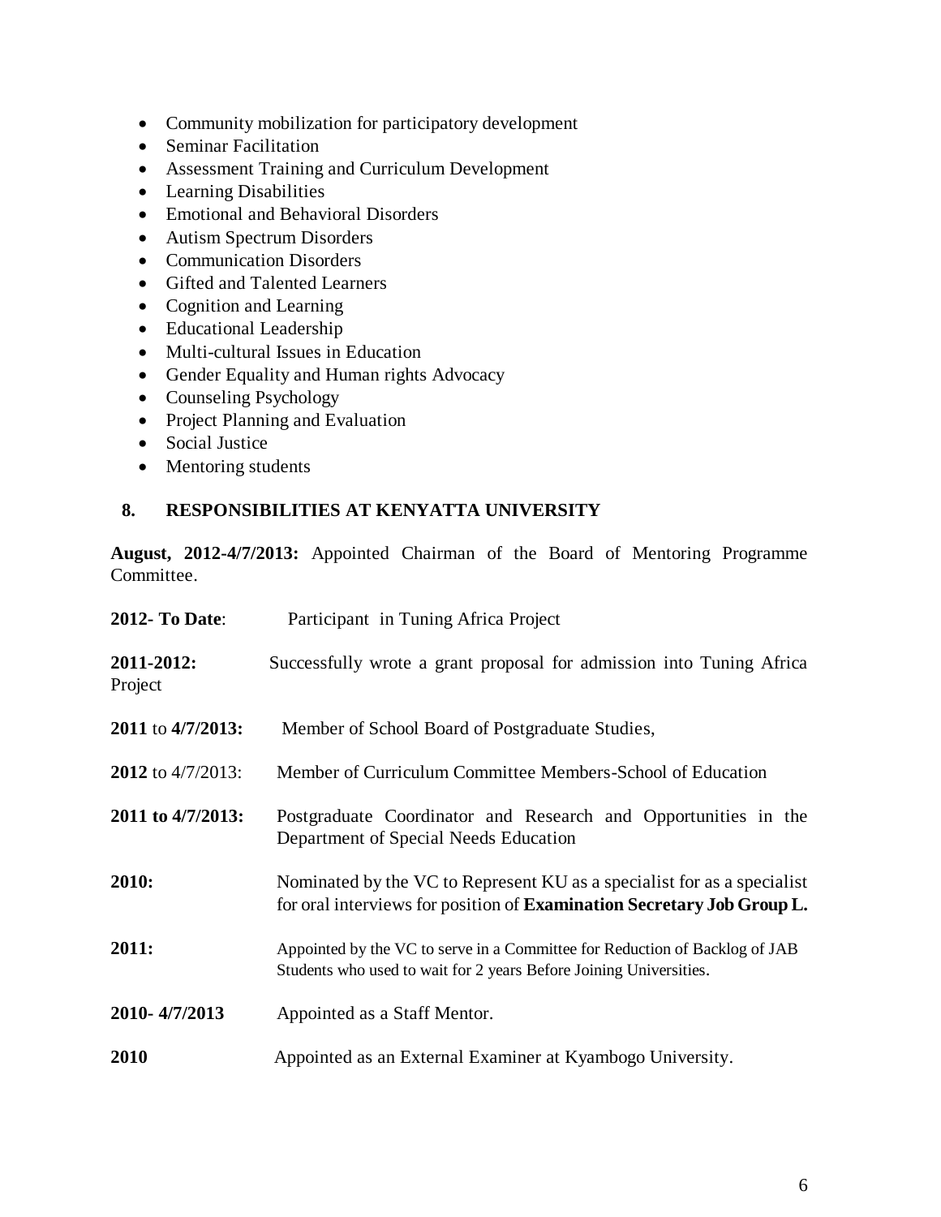- Community mobilization for participatory development
- Seminar Facilitation
- Assessment Training and Curriculum Development
- Learning Disabilities
- Emotional and Behavioral Disorders
- Autism Spectrum Disorders
- Communication Disorders
- Gifted and Talented Learners
- Cognition and Learning
- Educational Leadership
- Multi-cultural Issues in Education
- Gender Equality and Human rights Advocacy
- Counseling Psychology
- Project Planning and Evaluation
- Social Justice
- Mentoring students

## 8. RESPONSIBILITIES AT KENYATTA UNIVERSITY

**August, 2012-4/7/2013:** Appointed Chairman of the Board of Mentoring Programme Committee.

**2012- To Date**: Participant in Tuning Africa Project

**2011-2012:** Successfully wrote a grant proposal for admission into Tuning Africa Project

**2011** to **4/7/2013:** Member of School Board of Postgraduate Studies,

**2012** to 4/7/2013: Member of Curriculum Committee Members-School of Education

**2011 to 4/7/2013:** Postgraduate Coordinator and Research and Opportunities in the Department of Special Needs Education

**2010:** Nominated by the VC to Represent KU as a specialist for as a specialist for oral interviews for position of **Examination Secretary Job Group L.**

**2011:** Appointed by the VC to serve in a Committee for Reduction of Backlog of JAB Students who used to wait for 2 years Before Joining Universities.

**2010- 4/7/2013** Appointed as a Staff Mentor.

**2010** Appointed as an External Examiner at Kyambogo University.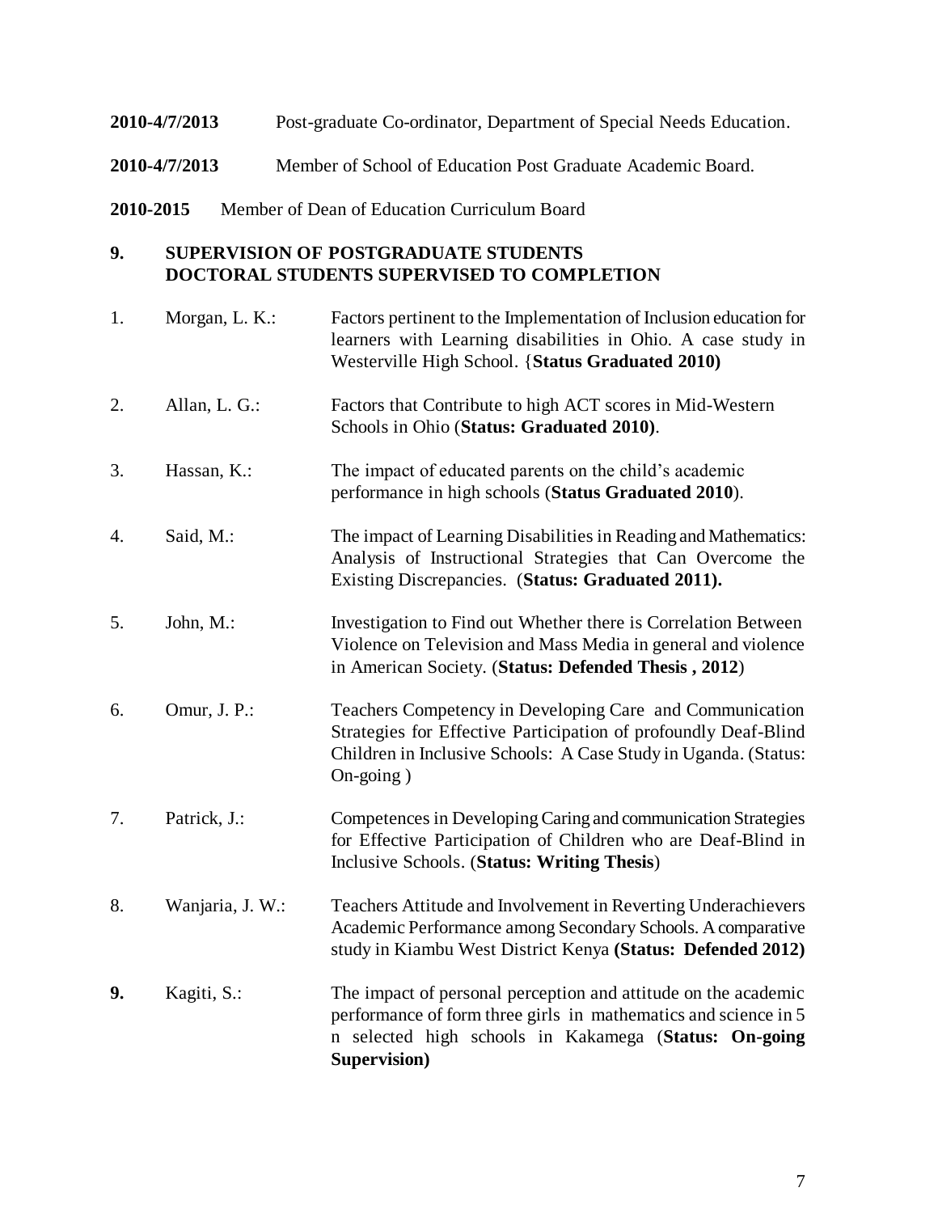**2010-4/7/2013** Post-graduate Co-ordinator, Department of Special Needs Education.

**2010-4/7/2013** Member of School of Education Post Graduate Academic Board.

**2010-2015** Member of Dean of Education Curriculum Board

## 9. SUPERVISION OF POSTGRADUATE STUDENTS
## DOCTORAL STUDENTS SUPERVISED TO COMPLETION

1. Morgan, L. K.: Factors pertinent to the Implementation of Inclusion education for learners with Learning disabilities in Ohio. A case study in Westerville High School. {**Status Graduated 2010)**

2. Allan, L. G.: Factors that Contribute to high ACT scores in Mid-Western Schools in Ohio (**Status: Graduated 2010)**.

3. Hassan, K.: The impact of educated parents on the child's academic performance in high schools (**Status Graduated 2010**).

4. Said, M.: The impact of Learning Disabilities in Reading and Mathematics: Analysis of Instructional Strategies that Can Overcome the Existing Discrepancies. (**Status: Graduated 2011).**

5. John, M.: Investigation to Find out Whether there is Correlation Between Violence on Television and Mass Media in general and violence in American Society. (**Status: Defended Thesis , 2012**)

6. Omur, J. P.: Teachers Competency in Developing Care and Communication Strategies for Effective Participation of profoundly Deaf-Blind Children in Inclusive Schools: A Case Study in Uganda. (Status: On-going )

7. Patrick, J.: Competences in Developing Caring and communication Strategies for Effective Participation of Children who are Deaf-Blind in Inclusive Schools. (**Status: Writing Thesis**)

8. Wanjaria, J. W.: Teachers Attitude and Involvement in Reverting Underachievers Academic Performance among Secondary Schools. A comparative study in Kiambu West District Kenya **(Status: Defended 2012)**

**9.** Kagiti, S.: The impact of personal perception and attitude on the academic performance of form three girls in mathematics and science in 5 n selected high schools in Kakamega (**Status: On-going Supervision)**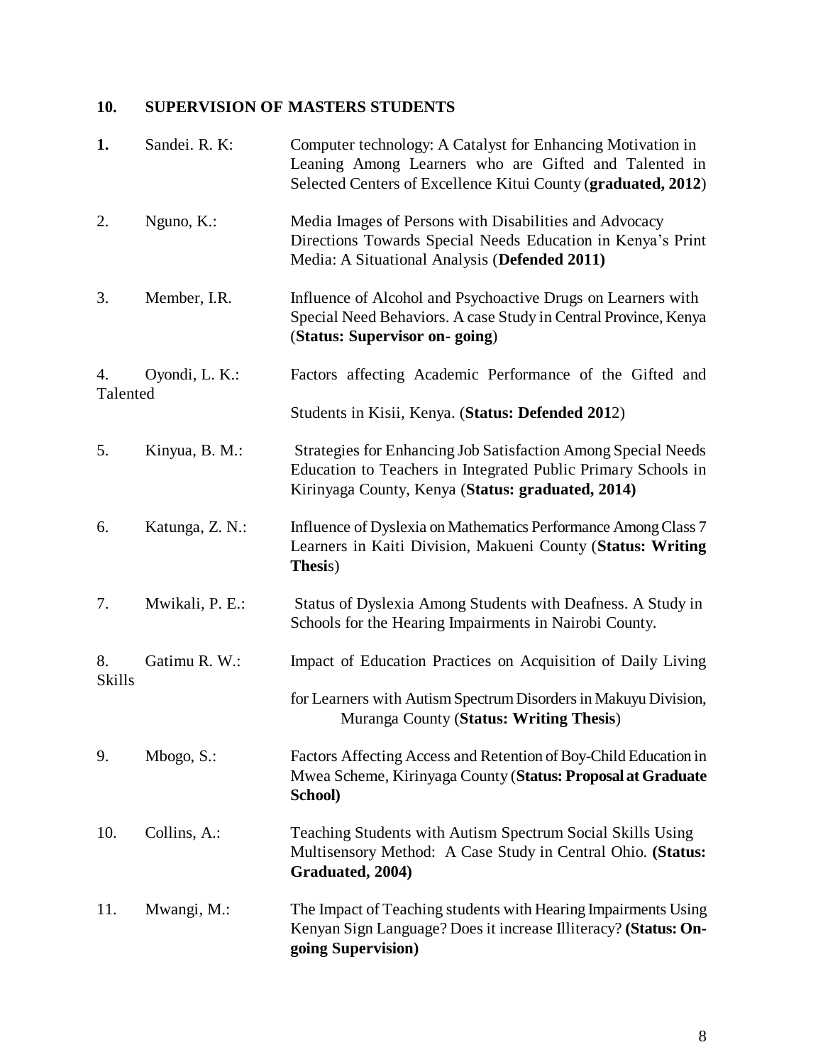## 10. SUPERVISION OF MASTERS STUDENTS

**1.** Sandei. R. K: Computer technology: A Catalyst for Enhancing Motivation in Leaning Among Learners who are Gifted and Talented in Selected Centers of Excellence Kitui County (**graduated, 2012**)

2. Nguno, K.: Media Images of Persons with Disabilities and Advocacy Directions Towards Special Needs Education in Kenya's Print Media: A Situational Analysis (**Defended 2011)**

3. Member, I.R. Influence of Alcohol and Psychoactive Drugs on Learners with Special Need Behaviors. A case Study in Central Province, Kenya (**Status: Supervisor on- going**)

4. Oyondi, L. K.: Factors affecting Academic Performance of the Gifted and Talented Students in Kisii, Kenya. (**Status: Defended 201**2)

5. Kinyua, B. M.: Strategies for Enhancing Job Satisfaction Among Special Needs Education to Teachers in Integrated Public Primary Schools in Kirinyaga County, Kenya (**Status: graduated, 2014)**

6. Katunga, Z. N.: Influence of Dyslexia on Mathematics Performance Among Class 7 Learners in Kaiti Division, Makueni County (**Status: Writing Thesi**s)

7. Mwikali, P. E.: Status of Dyslexia Among Students with Deafness. A Study in Schools for the Hearing Impairments in Nairobi County.

8. Gatimu R. W.: Impact of Education Practices on Acquisition of Daily Living Skills for Learners with Autism Spectrum Disorders in Makuyu Division, Muranga County (**Status: Writing Thesis**)

9. Mbogo, S.: Factors Affecting Access and Retention of Boy-Child Education in Mwea Scheme, Kirinyaga County (**Status: Proposal at Graduate School)**

10. Collins, A.: Teaching Students with Autism Spectrum Social Skills Using Multisensory Method: A Case Study in Central Ohio. **(Status: Graduated, 2004)**

11. Mwangi, M.: The Impact of Teaching students with Hearing Impairments Using Kenyan Sign Language? Does it increase Illiteracy? **(Status: On-going Supervision)**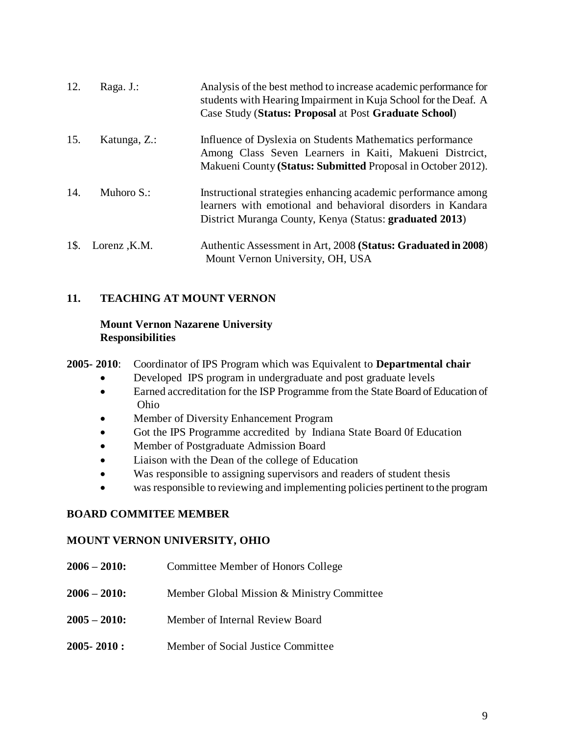| | | |
|---|---|---|
| 12. | Raga. J.: | Analysis of the best method to increase academic performance for students with Hearing Impairment in Kuja School for the Deaf. A Case Study (**Status: Proposal** at Post **Graduate School**) |
| 15. | Katunga, Z.: | Influence of Dyslexia on Students Mathematics performance Among Class Seven Learners in Kaiti, Makueni Distrcict, Makueni County **(Status: Submitted** Proposal in October 2012). |
| 14. | Muhoro S.: | Instructional strategies enhancing academic performance among learners with emotional and behavioral disorders in Kandara District Muranga County, Kenya (Status: **graduated 2013**) |
| 1$. | Lorenz ,K.M. | Authentic Assessment in Art, 2008 **(Status: Graduated in 2008**) Mount Vernon University, OH, USA |

## 11. TEACHING AT MOUNT VERNON

**Mount Vernon Nazarene University**
**Responsibilities**

**2005- 2010**: Coordinator of IPS Program which was Equivalent to **Departmental chair**

- Developed IPS program in undergraduate and post graduate levels
- Earned accreditation for the ISP Programme from the State Board of Education of Ohio
- Member of Diversity Enhancement Program
- Got the IPS Programme accredited by Indiana State Board 0f Education
- Member of Postgraduate Admission Board
- Liaison with the Dean of the college of Education
- Was responsible to assigning supervisors and readers of student thesis
- was responsible to reviewing and implementing policies pertinent to the program

**BOARD COMMITEE MEMBER**

**MOUNT VERNON UNIVERSITY, OHIO**

| | |
|---|---|
| **2006 – 2010:** | Committee Member of Honors College |
| **2006 – 2010:** | Member Global Mission & Ministry Committee |
| **2005 – 2010:** | Member of Internal Review Board |
| **2005- 2010 :** | Member of Social Justice Committee |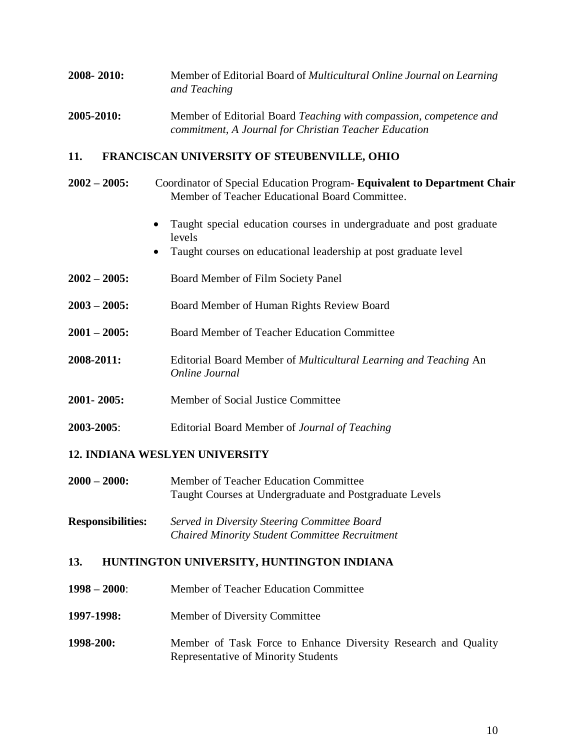**2008- 2010:** Member of Editorial Board of *Multicultural Online Journal on Learning and Teaching*

**2005-2010:** Member of Editorial Board *Teaching with compassion, competence and commitment, A Journal for Christian Teacher Education*

### 11. FRANCISCAN UNIVERSITY OF STEUBENVILLE, OHIO

**2002 – 2005:** Coordinator of Special Education Program- **Equivalent to Department Chair** Member of Teacher Educational Board Committee.

- Taught special education courses in undergraduate and post graduate levels
- Taught courses on educational leadership at post graduate level

**2002 – 2005:** Board Member of Film Society Panel

**2003 – 2005:** Board Member of Human Rights Review Board

**2001 – 2005:** Board Member of Teacher Education Committee

**2008-2011:** Editorial Board Member of *Multicultural Learning and Teaching* An *Online Journal*

**2001- 2005:** Member of Social Justice Committee

**2003-2005**: Editorial Board Member of *Journal of Teaching*

### 12. INDIANA WESLYEN UNIVERSITY

**2000 – 2000:** Member of Teacher Education Committee
Taught Courses at Undergraduate and Postgraduate Levels

**Responsibilities:** *Served in Diversity Steering Committee Board*
*Chaired Minority Student Committee Recruitment*

### 13. HUNTINGTON UNIVERSITY, HUNTINGTON INDIANA

**1998 – 2000**: Member of Teacher Education Committee

**1997-1998:** Member of Diversity Committee

**1998-200:** Member of Task Force to Enhance Diversity Research and Quality Representative of Minority Students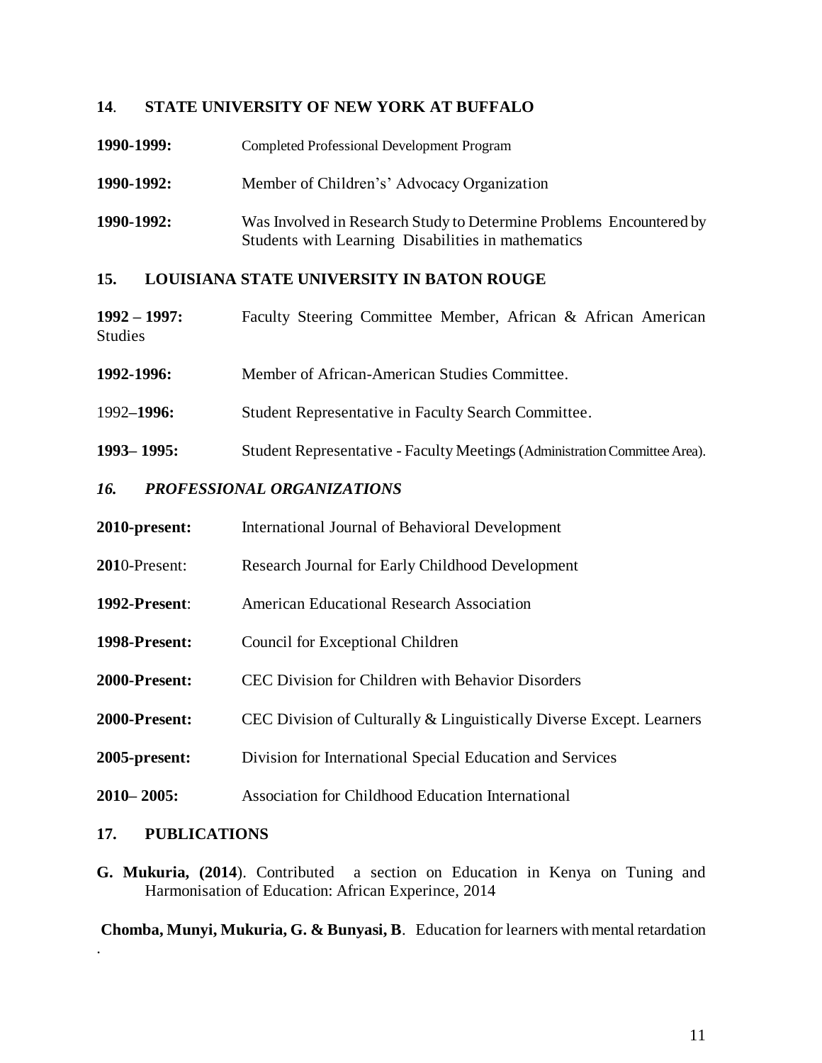## 14. STATE UNIVERSITY OF NEW YORK AT BUFFALO

**1990-1999:** Completed Professional Development Program

**1990-1992:** Member of Children's' Advocacy Organization

**1990-1992:** Was Involved in Research Study to Determine Problems Encountered by Students with Learning Disabilities in mathematics

## 15. LOUISIANA STATE UNIVERSITY IN BATON ROUGE

**1992 – 1997:** Faculty Steering Committee Member, African & African American Studies

**1992-1996:** Member of African-American Studies Committee.

1992–**1996:** Student Representative in Faculty Search Committee.

**1993– 1995:** Student Representative - Faculty Meetings (Administration Committee Area).

## *16. PROFESSIONAL ORGANIZATIONS*

**2010-present:** International Journal of Behavioral Development

**201**0-Present: Research Journal for Early Childhood Development

**1992-Present**: American Educational Research Association

**1998-Present:** Council for Exceptional Children

**2000-Present:** CEC Division for Children with Behavior Disorders

**2000-Present:** CEC Division of Culturally & Linguistically Diverse Except. Learners

**2005-present:** Division for International Special Education and Services

**2010– 2005:** Association for Childhood Education International

## 17. PUBLICATIONS

**G. Mukuria, (2014**). Contributed a section on Education in Kenya on Tuning and Harmonisation of Education: African Experince, 2014

**Chomba, Munyi, Mukuria, G. & Bunyasi, B**. Education for learners with mental retardation .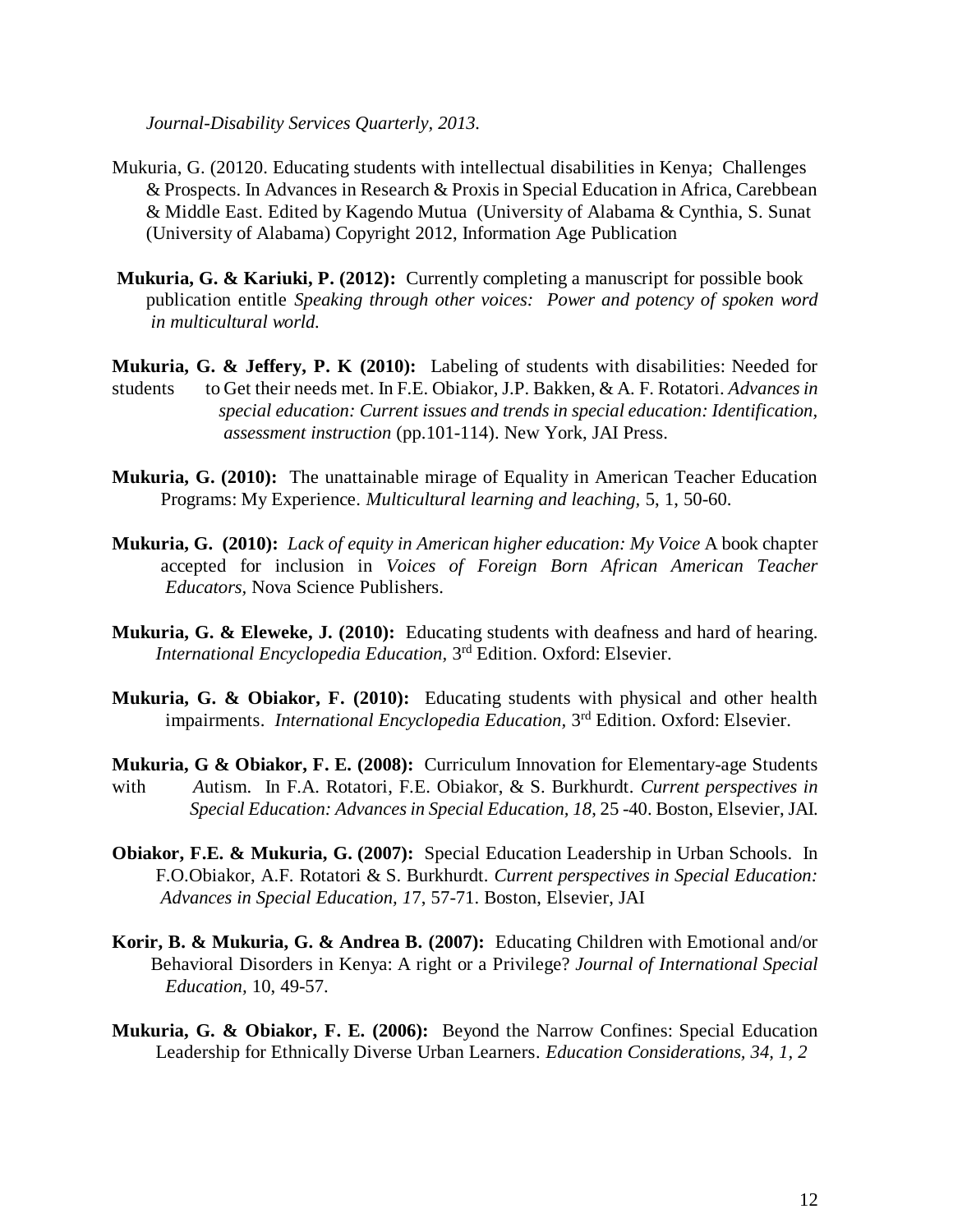*Journal-Disability Services Quarterly, 2013.*

Mukuria, G. (20120. Educating students with intellectual disabilities in Kenya; Challenges & Prospects. In Advances in Research & Proxis in Special Education in Africa, Carebbean & Middle East. Edited by Kagendo Mutua (University of Alabama & Cynthia, S. Sunat (University of Alabama) Copyright 2012, Information Age Publication

**Mukuria, G. & Kariuki, P. (2012):** Currently completing a manuscript for possible book publication entitle *Speaking through other voices: Power and potency of spoken word in multicultural world.*

**Mukuria, G. & Jeffery, P. K (2010):** Labeling of students with disabilities: Needed for students to Get their needs met. In F.E. Obiakor, J.P. Bakken, & A. F. Rotatori. *Advances in special education: Current issues and trends in special education: Identification, assessment instruction* (pp.101-114). New York, JAI Press.

**Mukuria, G. (2010):** The unattainable mirage of Equality in American Teacher Education Programs: My Experience. *Multicultural learning and leaching,* 5, 1, 50-60.

**Mukuria, G. (2010):** *Lack of equity in American higher education: My Voice* A book chapter accepted for inclusion in *Voices of Foreign Born African American Teacher Educators,* Nova Science Publishers.

**Mukuria, G. & Eleweke, J. (2010):** Educating students with deafness and hard of hearing. *International Encyclopedia Education,* 3rd Edition. Oxford: Elsevier.

**Mukuria, G. & Obiakor, F. (2010):** Educating students with physical and other health impairments. *International Encyclopedia Education,* 3rd Edition. Oxford: Elsevier.

**Mukuria, G & Obiakor, F. E. (2008):** Curriculum Innovation for Elementary-age Students with *A*utism. In F.A. Rotatori, F.E. Obiakor, & S. Burkhurdt. *Current perspectives in Special Education: Advances in Special Education, 18,* 25 -40. Boston, Elsevier, JAI.

**Obiakor, F.E. & Mukuria, G. (2007):** Special Education Leadership in Urban Schools. In F.O.Obiakor, A.F. Rotatori & S. Burkhurdt. *Current perspectives in Special Education: Advances in Special Education, 1*7, 57-71. Boston, Elsevier, JAI

**Korir, B. & Mukuria, G. & Andrea B. (2007):** Educating Children with Emotional and/or Behavioral Disorders in Kenya: A right or a Privilege? *Journal of International Special Education,* 10, 49-57.

**Mukuria, G. & Obiakor, F. E. (2006):** Beyond the Narrow Confines: Special Education Leadership for Ethnically Diverse Urban Learners. *Education Considerations, 34, 1, 2*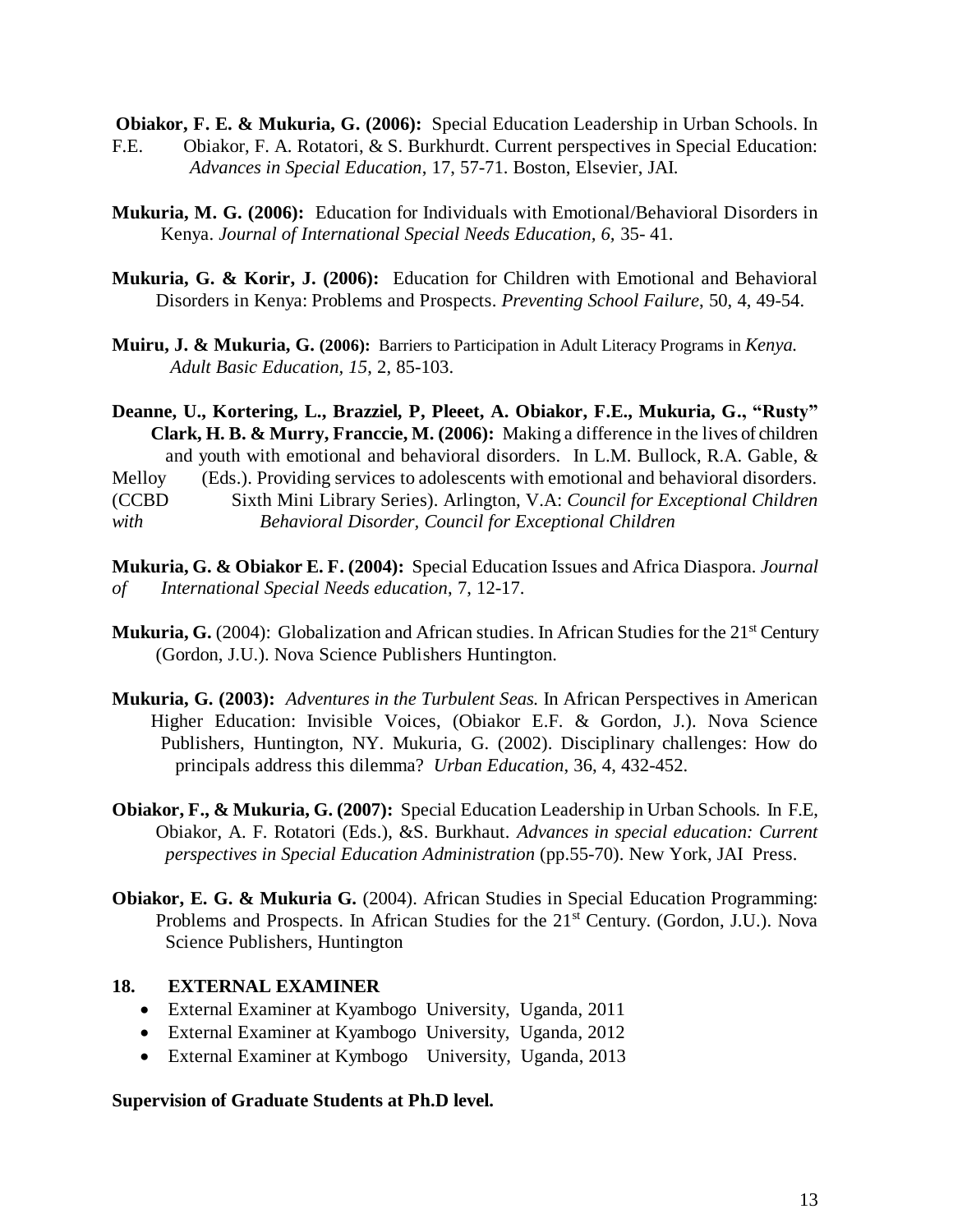**Obiakor, F. E. & Mukuria, G. (2006):** Special Education Leadership in Urban Schools. In F.E. Obiakor, F. A. Rotatori, & S. Burkhurdt. Current perspectives in Special Education: *Advances in Special Education*, 17, 57-71. Boston, Elsevier, JAI.

**Mukuria, M. G. (2006):** Education for Individuals with Emotional/Behavioral Disorders in Kenya. *Journal of International Special Needs Education, 6*, 35- 41.

**Mukuria, G. & Korir, J. (2006):** Education for Children with Emotional and Behavioral Disorders in Kenya: Problems and Prospects. *Preventing School Failure*, 50, 4, 49-54.

**Muiru, J. & Mukuria, G. (2006):** Barriers to Participation in Adult Literacy Programs in *Kenya. Adult Basic Education, 15*, 2, 85-103.

**Deanne, U., Kortering, L., Brazziel, P, Pleeet, A. Obiakor, F.E., Mukuria, G., "Rusty" Clark, H. B. & Murry, Franccie, M. (2006):** Making a difference in the lives of children and youth with emotional and behavioral disorders. In L.M. Bullock, R.A. Gable, & Melloy (Eds.). Providing services to adolescents with emotional and behavioral disorders. (CCBD Sixth Mini Library Series). Arlington, V.A: *Council for Exceptional Children with Behavioral Disorder, Council for Exceptional Children*

**Mukuria, G. & Obiakor E. F. (2004):** Special Education Issues and Africa Diaspora. *Journal of International Special Needs education*, 7, 12-17.

**Mukuria, G.** (2004): Globalization and African studies. In African Studies for the 21st Century (Gordon, J.U.). Nova Science Publishers Huntington.

**Mukuria, G. (2003):** *Adventures in the Turbulent Seas.* In African Perspectives in American Higher Education: Invisible Voices, (Obiakor E.F. & Gordon, J.). Nova Science Publishers, Huntington, NY. Mukuria, G. (2002). Disciplinary challenges: How do principals address this dilemma? *Urban Education*, 36, 4, 432-452.

**Obiakor, F., & Mukuria, G. (2007):** Special Education Leadership in Urban Schools. In F.E, Obiakor, A. F. Rotatori (Eds.), &S. Burkhaut. *Advances in special education: Current perspectives in Special Education Administration* (pp.55-70). New York, JAI Press.

**Obiakor, E. G. & Mukuria G.** (2004). African Studies in Special Education Programming: Problems and Prospects. In African Studies for the 21st Century. (Gordon, J.U.). Nova Science Publishers, Huntington

## 18. EXTERNAL EXAMINER

- External Examiner at Kyambogo University, Uganda, 2011
- External Examiner at Kyambogo University, Uganda, 2012
- External Examiner at Kymbogo University, Uganda, 2013

**Supervision of Graduate Students at Ph.D level.**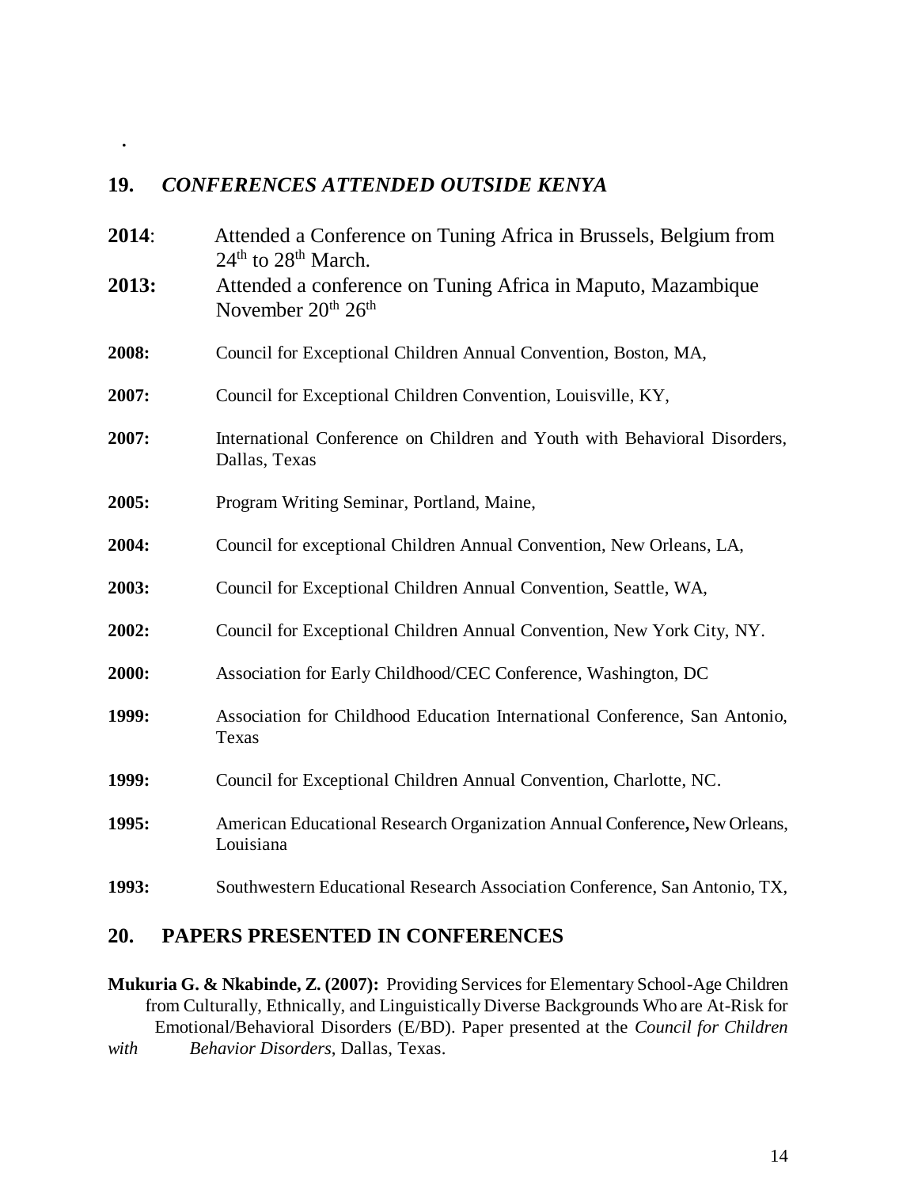.

## 19. *CONFERENCES ATTENDED OUTSIDE KENYA*

**2014**: Attended a Conference on Tuning Africa in Brussels, Belgium from 24th to 28th March.

**2013:** Attended a conference on Tuning Africa in Maputo, Mazambique November 20th 26th

**2008:** Council for Exceptional Children Annual Convention, Boston, MA,

**2007:** Council for Exceptional Children Convention, Louisville, KY,

**2007:** International Conference on Children and Youth with Behavioral Disorders, Dallas, Texas

**2005:** Program Writing Seminar, Portland, Maine,

**2004:** Council for exceptional Children Annual Convention, New Orleans, LA,

**2003:** Council for Exceptional Children Annual Convention, Seattle, WA,

**2002:** Council for Exceptional Children Annual Convention, New York City, NY.

**2000:** Association for Early Childhood/CEC Conference, Washington, DC

**1999:** Association for Childhood Education International Conference, San Antonio, Texas

**1999:** Council for Exceptional Children Annual Convention, Charlotte, NC.

**1995:** American Educational Research Organization Annual Conference**,** New Orleans, Louisiana

**1993:** Southwestern Educational Research Association Conference, San Antonio, TX,

## 20. PAPERS PRESENTED IN CONFERENCES

**Mukuria G. & Nkabinde, Z. (2007):** Providing Services for Elementary School-Age Children from Culturally, Ethnically, and Linguistically Diverse Backgrounds Who are At-Risk for Emotional/Behavioral Disorders (E/BD). Paper presented at the *Council for Children with Behavior Disorders*, Dallas, Texas.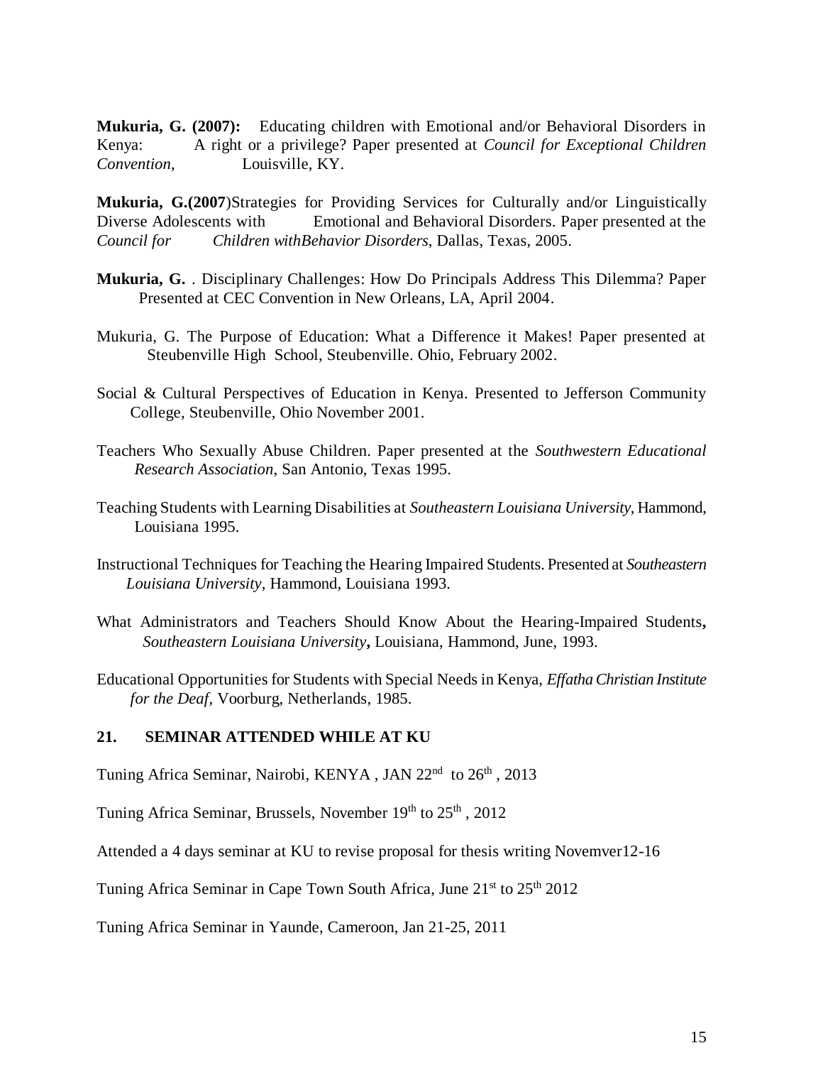**Mukuria, G. (2007):** Educating children with Emotional and/or Behavioral Disorders in Kenya: A right or a privilege? Paper presented at *Council for Exceptional Children Convention*, Louisville, KY.

**Mukuria, G.(2007**)Strategies for Providing Services for Culturally and/or Linguistically Diverse Adolescents with Emotional and Behavioral Disorders. Paper presented at the *Council for Children withBehavior Disorders*, Dallas, Texas, 2005.

**Mukuria, G.** . Disciplinary Challenges: How Do Principals Address This Dilemma? Paper Presented at CEC Convention in New Orleans, LA, April 2004.

Mukuria, G. The Purpose of Education: What a Difference it Makes! Paper presented at Steubenville High School, Steubenville. Ohio, February 2002.

Social & Cultural Perspectives of Education in Kenya. Presented to Jefferson Community College, Steubenville, Ohio November 2001.

Teachers Who Sexually Abuse Children. Paper presented at the *Southwestern Educational Research Association*, San Antonio, Texas 1995.

Teaching Students with Learning Disabilities at *Southeastern Louisiana University*, Hammond, Louisiana 1995.

Instructional Techniques for Teaching the Hearing Impaired Students. Presented at *Southeastern Louisiana University*, Hammond, Louisiana 1993.

What Administrators and Teachers Should Know About the Hearing-Impaired Students**,** *Southeastern Louisiana University***,** Louisiana, Hammond, June, 1993.

Educational Opportunities for Students with Special Needs in Kenya, *Effatha Christian Institute for the Deaf*, Voorburg, Netherlands, 1985.

## 21. SEMINAR ATTENDED WHILE AT KU

Tuning Africa Seminar, Nairobi, KENYA , JAN 22nd to 26th , 2013

Tuning Africa Seminar, Brussels, November 19th to 25th , 2012

Attended a 4 days seminar at KU to revise proposal for thesis writing Novemver12-16

Tuning Africa Seminar in Cape Town South Africa, June 21st to 25th 2012

Tuning Africa Seminar in Yaunde, Cameroon, Jan 21-25, 2011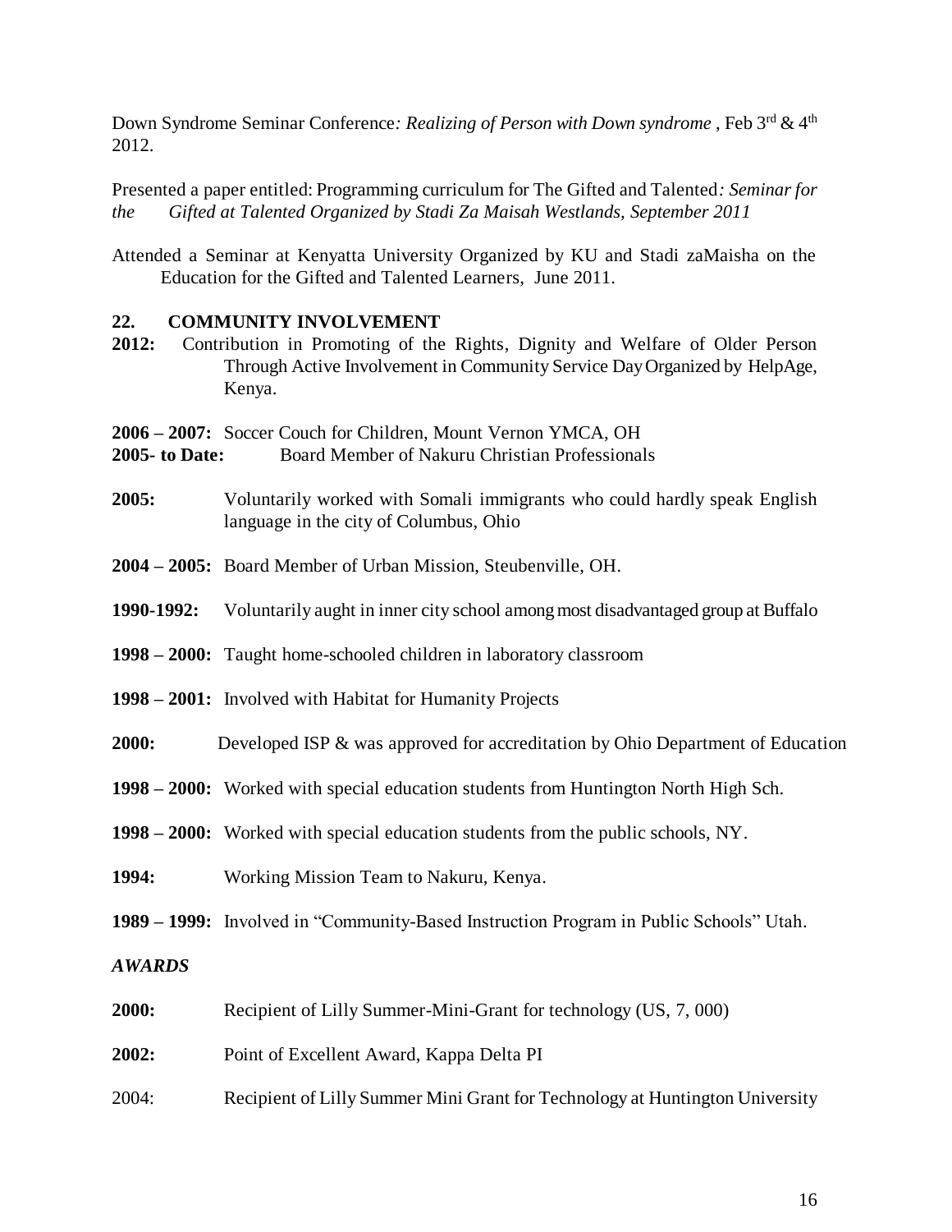Down Syndrome Seminar Conference*: Realizing of Person with Down syndrome* , Feb 3rd & 4th 2012.

Presented a paper entitled: Programming curriculum for The Gifted and Talented*: Seminar for the Gifted at Talented Organized by Stadi Za Maisah Westlands, September 2011*

Attended a Seminar at Kenyatta University Organized by KU and Stadi zaMaisha on the Education for the Gifted and Talented Learners, June 2011.

## 22. COMMUNITY INVOLVEMENT

**2012:** Contribution in Promoting of the Rights, Dignity and Welfare of Older Person Through Active Involvement in Community Service Day Organized by HelpAge, Kenya.

**2006 – 2007:** Soccer Couch for Children, Mount Vernon YMCA, OH

**2005- to Date:** Board Member of Nakuru Christian Professionals

**2005:** Voluntarily worked with Somali immigrants who could hardly speak English language in the city of Columbus, Ohio

**2004 – 2005:** Board Member of Urban Mission, Steubenville, OH.

**1990-1992:** Voluntarily aught in inner city school among most disadvantaged group at Buffalo

**1998 – 2000:** Taught home-schooled children in laboratory classroom

**1998 – 2001:** Involved with Habitat for Humanity Projects

**2000:** Developed ISP & was approved for accreditation by Ohio Department of Education

**1998 – 2000:** Worked with special education students from Huntington North High Sch.

**1998 – 2000:** Worked with special education students from the public schools, NY.

**1994:** Working Mission Team to Nakuru, Kenya.

**1989 – 1999:** Involved in "Community-Based Instruction Program in Public Schools" Utah.

### *AWARDS*

**2000:** Recipient of Lilly Summer-Mini-Grant for technology (US, 7, 000)

**2002:** Point of Excellent Award, Kappa Delta PI

2004: Recipient of Lilly Summer Mini Grant for Technology at Huntington University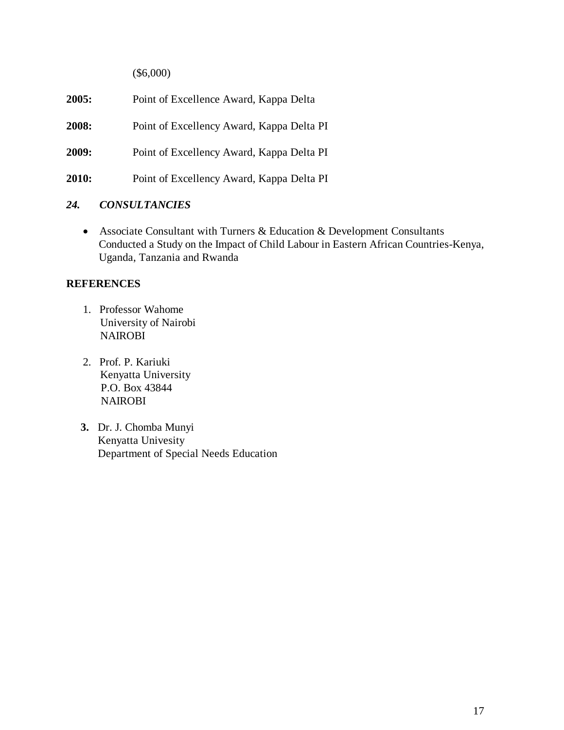($6,000)

**2005:** Point of Excellence Award, Kappa Delta

**2008:** Point of Excellency Award, Kappa Delta PI

**2009:** Point of Excellency Award, Kappa Delta PI

**2010:** Point of Excellency Award, Kappa Delta PI

### *24. CONSULTANCIES*

- Associate Consultant with Turners & Education & Development Consultants Conducted a Study on the Impact of Child Labour in Eastern African Countries-Kenya, Uganda, Tanzania and Rwanda

### REFERENCES

1. Professor Wahome
   University of Nairobi
   NAIROBI

2. Prof. P. Kariuki
   Kenyatta University
   P.O. Box 43844
   NAIROBI

3. Dr. J. Chomba Munyi
   Kenyatta Univesity
   Department of Special Needs Education